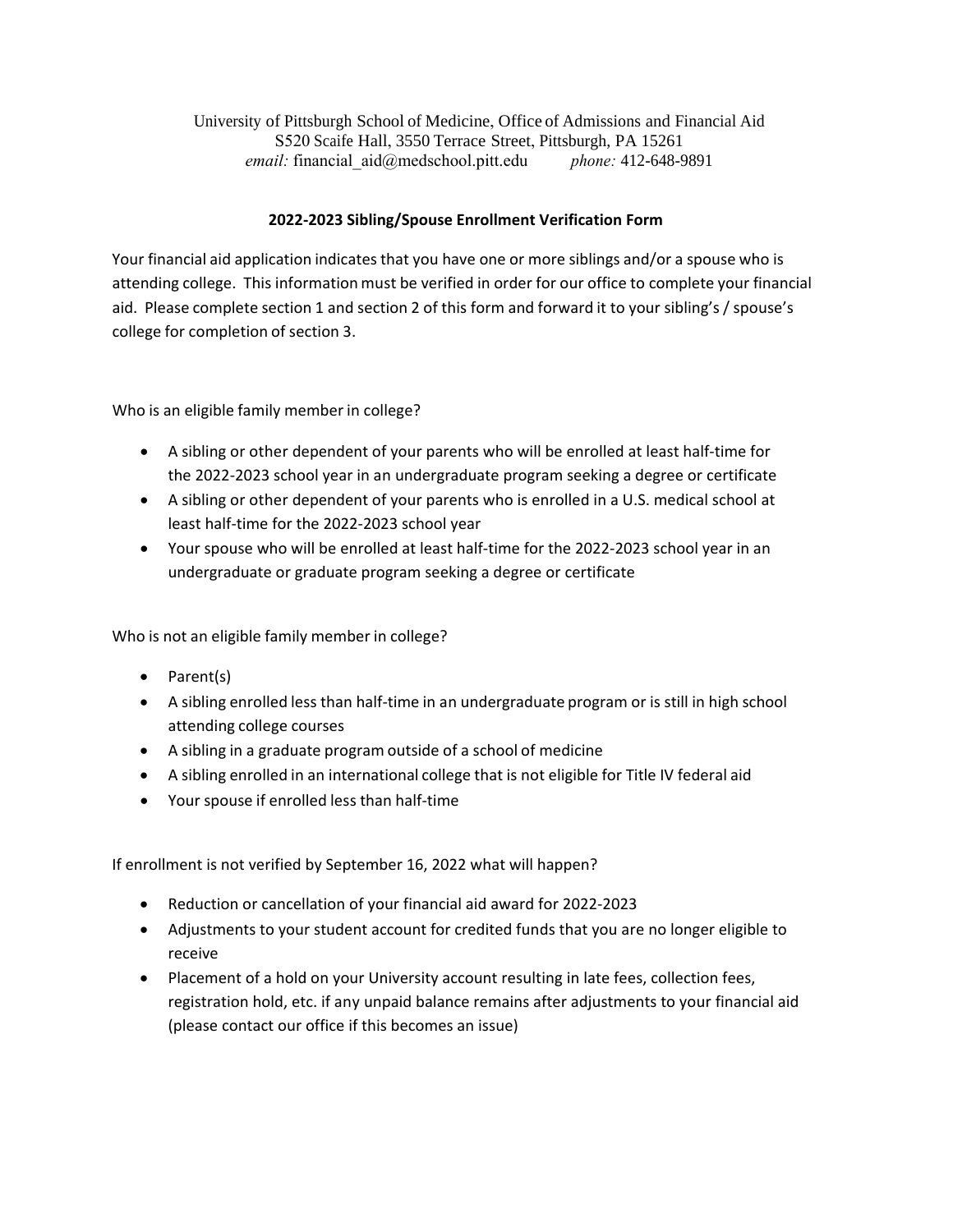University of Pittsburgh School of Medicine, Office of Admissions and Financial Aid
S520 Scaife Hall, 3550 Terrace Street, Pittsburgh, PA 15261
*email:* financial_aid@medschool.pitt.edu *phone:* 412-648-9891

## 2022-2023 Sibling/Spouse Enrollment Verification Form

Your financial aid application indicates that you have one or more siblings and/or a spouse who is attending college. This information must be verified in order for our office to complete your financial aid. Please complete section 1 and section 2 of this form and forward it to your sibling's / spouse's college for completion of section 3.

Who is an eligible family member in college?

- A sibling or other dependent of your parents who will be enrolled at least half-time for the 2022-2023 school year in an undergraduate program seeking a degree or certificate
- A sibling or other dependent of your parents who is enrolled in a U.S. medical school at least half-time for the 2022-2023 school year
- Your spouse who will be enrolled at least half-time for the 2022-2023 school year in an undergraduate or graduate program seeking a degree or certificate

Who is not an eligible family member in college?

- Parent(s)
- A sibling enrolled less than half-time in an undergraduate program or is still in high school attending college courses
- A sibling in a graduate program outside of a school of medicine
- A sibling enrolled in an international college that is not eligible for Title IV federal aid
- Your spouse if enrolled less than half-time

If enrollment is not verified by September 16, 2022 what will happen?

- Reduction or cancellation of your financial aid award for 2022-2023
- Adjustments to your student account for credited funds that you are no longer eligible to receive
- Placement of a hold on your University account resulting in late fees, collection fees, registration hold, etc. if any unpaid balance remains after adjustments to your financial aid (please contact our office if this becomes an issue)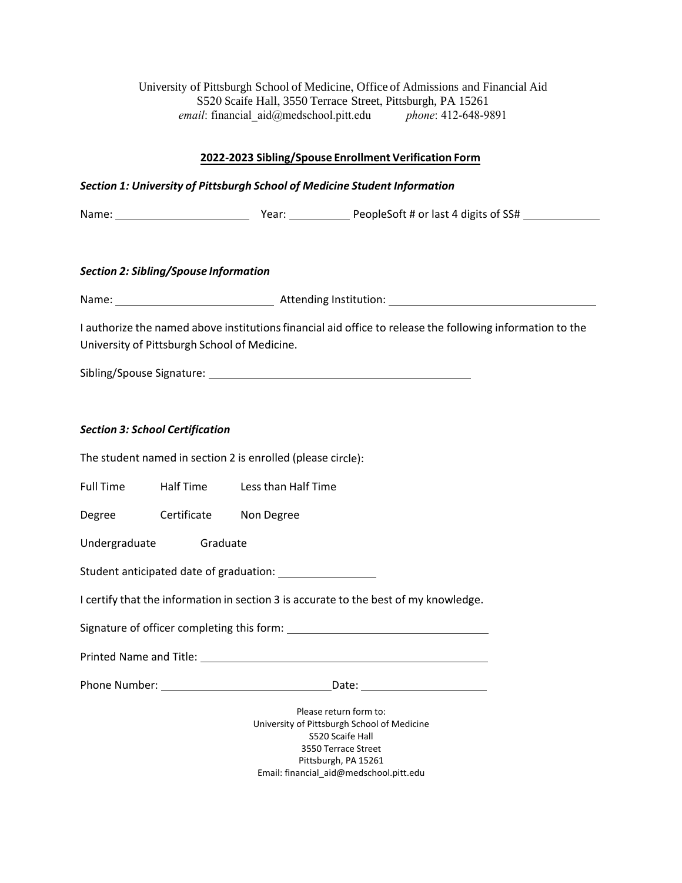University of Pittsburgh School of Medicine, Office of Admissions and Financial Aid
S520 Scaife Hall, 3550 Terrace Street, Pittsburgh, PA 15261
*email*: financial_aid@medschool.pitt.edu *phone*: 412-648-9891

## 2022-2023 Sibling/Spouse Enrollment Verification Form

### *Section 1: University of Pittsburgh School of Medicine Student Information*

Name: ______________________ Year: __________ PeopleSoft # or last 4 digits of SS# ____________

### *Section 2: Sibling/Spouse Information*

Name: __________________________ Attending Institution: ___________________________________

I authorize the named above institutions financial aid office to release the following information to the University of Pittsburgh School of Medicine.

Sibling/Spouse Signature: ___________________________________________

### *Section 3: School Certification*

The student named in section 2 is enrolled (please circle):

Full Time Half Time Less than Half Time

Degree Certificate Non Degree

Undergraduate Graduate

Student anticipated date of graduation: ________________

I certify that the information in section 3 is accurate to the best of my knowledge.

Signature of officer completing this form: _________________________________

Printed Name and Title: ________________________________________________

Phone Number: ____________________________Date: ____________________

Please return form to:
University of Pittsburgh School of Medicine
S520 Scaife Hall
3550 Terrace Street
Pittsburgh, PA 15261
Email: financial_aid@medschool.pitt.edu